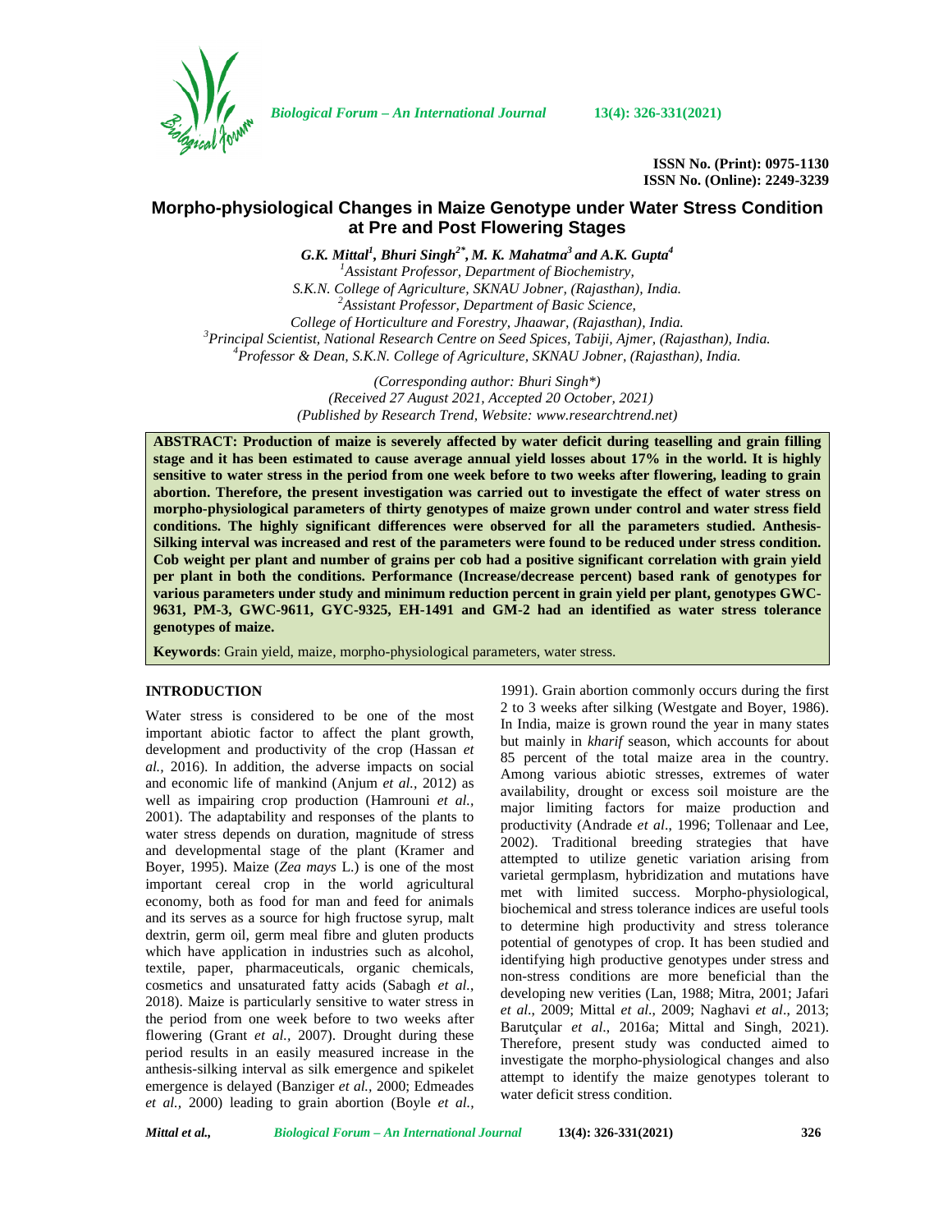ISSN No. (Print): 0975-1130
ISSN No. (Online): 2249-3239

# Morpho-physiological Changes in Maize Genotype under Water Stress Condition at Pre and Post Flowering Stages

***G.K. Mittal*[1], *Bhuri Singh*[2*], *M. K. Mahatma*[3] *and A.K. Gupta*[4]**

[1]*Assistant Professor, Department of Biochemistry, S.K.N. College of Agriculture, SKNAU Jobner, (Rajasthan), India.*
[2]*Assistant Professor, Department of Basic Science, College of Horticulture and Forestry, Jhaawar, (Rajasthan), India.*
[3]*Principal Scientist, National Research Centre on Seed Spices, Tabiji, Ajmer, (Rajasthan), India.*
[4]*Professor & Dean, S.K.N. College of Agriculture, SKNAU Jobner, (Rajasthan), India.*

*(Corresponding author: Bhuri Singh\*)*
*(Received 27 August 2021, Accepted 20 October, 2021)*
*(Published by Research Trend, Website: www.researchtrend.net)*

**ABSTRACT: Production of maize is severely affected by water deficit during teaselling and grain filling stage and it has been estimated to cause average annual yield losses about 17% in the world. It is highly sensitive to water stress in the period from one week before to two weeks after flowering, leading to grain abortion. Therefore, the present investigation was carried out to investigate the effect of water stress on morpho-physiological parameters of thirty genotypes of maize grown under control and water stress field conditions. The highly significant differences were observed for all the parameters studied. Anthesis-Silking interval was increased and rest of the parameters were found to be reduced under stress condition. Cob weight per plant and number of grains per cob had a positive significant correlation with grain yield per plant in both the conditions. Performance (Increase/decrease percent) based rank of genotypes for various parameters under study and minimum reduction percent in grain yield per plant, genotypes GWC-9631, PM-3, GWC-9611, GYC-9325, EH-1491 and GM-2 had an identified as water stress tolerance genotypes of maize.**

**Keywords**: Grain yield, maize, morpho-physiological parameters, water stress.

## INTRODUCTION

Water stress is considered to be one of the most important abiotic factor to affect the plant growth, development and productivity of the crop (Hassan *et al.,* 2016). In addition, the adverse impacts on social and economic life of mankind (Anjum *et al.,* 2012) as well as impairing crop production (Hamrouni *et al.,* 2001). The adaptability and responses of the plants to water stress depends on duration, magnitude of stress and developmental stage of the plant (Kramer and Boyer, 1995). Maize (*Zea mays* L.) is one of the most important cereal crop in the world agricultural economy, both as food for man and feed for animals and its serves as a source for high fructose syrup, malt dextrin, germ oil, germ meal fibre and gluten products which have application in industries such as alcohol, textile, paper, pharmaceuticals, organic chemicals, cosmetics and unsaturated fatty acids (Sabagh *et al.,* 2018). Maize is particularly sensitive to water stress in the period from one week before to two weeks after flowering (Grant *et al.,* 2007). Drought during these period results in an easily measured increase in the anthesis-silking interval as silk emergence and spikelet emergence is delayed (Banziger *et al.,* 2000; Edmeades *et al.,* 2000) leading to grain abortion (Boyle *et al.,* 1991). Grain abortion commonly occurs during the first 2 to 3 weeks after silking (Westgate and Boyer, 1986). In India, maize is grown round the year in many states but mainly in *kharif* season, which accounts for about 85 percent of the total maize area in the country. Among various abiotic stresses, extremes of water availability, drought or excess soil moisture are the major limiting factors for maize production and productivity (Andrade *et al.,* 1996; Tollenaar and Lee, 2002). Traditional breeding strategies that have attempted to utilize genetic variation arising from varietal germplasm, hybridization and mutations have met with limited success. Morpho-physiological, biochemical and stress tolerance indices are useful tools to determine high productivity and stress tolerance potential of genotypes of crop. It has been studied and identifying high productive genotypes under stress and non-stress conditions are more beneficial than the developing new verities (Lan, 1988; Mitra, 2001; Jafari *et al.,* 2009; Mittal *et al.,* 2009; Naghavi *et al.,* 2013; Barutçular *et al.,* 2016a; Mittal and Singh, 2021). Therefore, present study was conducted aimed to investigate the morpho-physiological changes and also attempt to identify the maize genotypes tolerant to water deficit stress condition.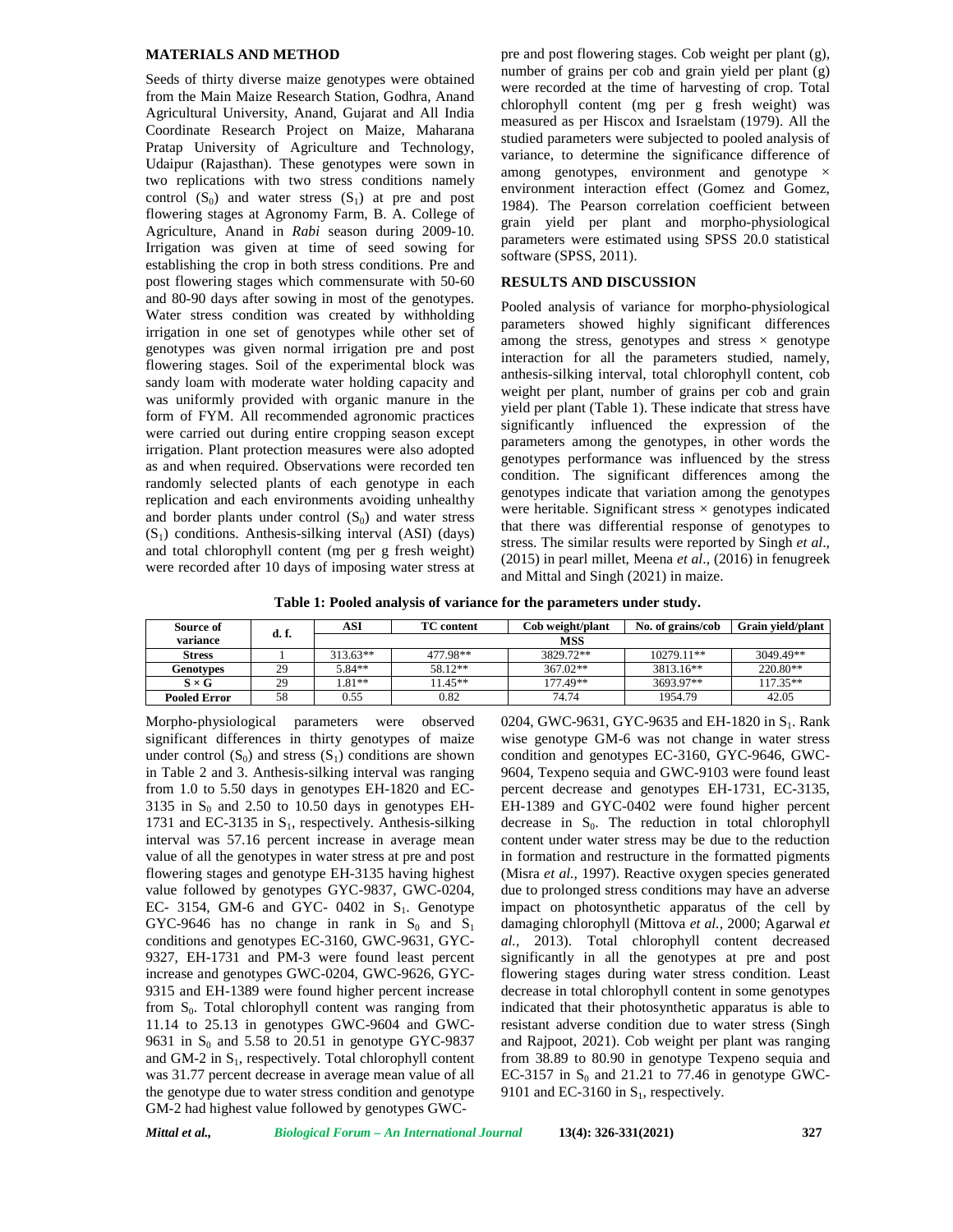## MATERIALS AND METHOD

Seeds of thirty diverse maize genotypes were obtained from the Main Maize Research Station, Godhra, Anand Agricultural University, Anand, Gujarat and All India Coordinate Research Project on Maize, Maharana Pratap University of Agriculture and Technology, Udaipur (Rajasthan). These genotypes were sown in two replications with two stress conditions namely control ($S_0$) and water stress ($S_1$) at pre and post flowering stages at Agronomy Farm, B. A. College of Agriculture, Anand in *Rabi* season during 2009-10. Irrigation was given at time of seed sowing for establishing the crop in both stress conditions. Pre and post flowering stages which commensurate with 50-60 and 80-90 days after sowing in most of the genotypes. Water stress condition was created by withholding irrigation in one set of genotypes while other set of genotypes was given normal irrigation pre and post flowering stages. Soil of the experimental block was sandy loam with moderate water holding capacity and was uniformly provided with organic manure in the form of FYM. All recommended agronomic practices were carried out during entire cropping season except irrigation. Plant protection measures were also adopted as and when required. Observations were recorded ten randomly selected plants of each genotype in each replication and each environments avoiding unhealthy and border plants under control ($S_0$) and water stress ($S_1$) conditions. Anthesis-silking interval (ASI) (days) and total chlorophyll content (mg per g fresh weight) were recorded after 10 days of imposing water stress at pre and post flowering stages. Cob weight per plant (g), number of grains per cob and grain yield per plant (g) were recorded at the time of harvesting of crop. Total chlorophyll content (mg per g fresh weight) was measured as per Hiscox and Israelstam (1979). All the studied parameters were subjected to pooled analysis of variance, to determine the significance difference of among genotypes, environment and genotype × environment interaction effect (Gomez and Gomez, 1984). The Pearson correlation coefficient between grain yield per plant and morpho-physiological parameters were estimated using SPSS 20.0 statistical software (SPSS, 2011).

## RESULTS AND DISCUSSION

Pooled analysis of variance for morpho-physiological parameters showed highly significant differences among the stress, genotypes and stress × genotype interaction for all the parameters studied, namely, anthesis-silking interval, total chlorophyll content, cob weight per plant, number of grains per cob and grain yield per plant (Table 1). These indicate that stress have significantly influenced the expression of the parameters among the genotypes, in other words the genotypes performance was influenced by the stress condition. The significant differences among the genotypes indicate that variation among the genotypes were heritable. Significant stress × genotypes indicated that there was differential response of genotypes to stress. The similar results were reported by Singh *et al*., (2015) in pearl millet, Meena *et al*., (2016) in fenugreek and Mittal and Singh (2021) in maize.

**Table 1: Pooled analysis of variance for the parameters under study.**

| Source of variance | d. f. | ASI | TC content | Cob weight/plant | No. of grains/cob | Grain yield/plant |
|---|---|---|---|---|---|---|
| | | MSS | | | | |
| **Stress** | 1 | 313.63** | 477.98** | 3829.72** | 10279.11** | 3049.49** |
| **Genotypes** | 29 | 5.84** | 58.12** | 367.02** | 3813.16** | 220.80** |
| **S × G** | 29 | 1.81** | 11.45** | 177.49** | 3693.97** | 117.35** |
| **Pooled Error** | 58 | 0.55 | 0.82 | 74.74 | 1954.79 | 42.05 |

Morpho-physiological parameters were observed significant differences in thirty genotypes of maize under control ($S_0$) and stress ($S_1$) conditions are shown in Table 2 and 3. Anthesis-silking interval was ranging from 1.0 to 5.50 days in genotypes EH-1820 and EC-3135 in $S_0$ and 2.50 to 10.50 days in genotypes EH-1731 and EC-3135 in $S_1$, respectively. Anthesis-silking interval was 57.16 percent increase in average mean value of all the genotypes in water stress at pre and post flowering stages and genotype EH-3135 having highest value followed by genotypes GYC-9837, GWC-0204, EC- 3154, GM-6 and GYC- 0402 in $S_1$. Genotype GYC-9646 has no change in rank in $S_0$ and $S_1$ conditions and genotypes EC-3160, GWC-9631, GYC-9327, EH-1731 and PM-3 were found least percent increase and genotypes GWC-0204, GWC-9626, GYC-9315 and EH-1389 were found higher percent increase from $S_0$. Total chlorophyll content was ranging from 11.14 to 25.13 in genotypes GWC-9604 and GWC-9631 in $S_0$ and 5.58 to 20.51 in genotype GYC-9837 and GM-2 in $S_1$, respectively. Total chlorophyll content was 31.77 percent decrease in average mean value of all the genotype due to water stress condition and genotype GM-2 had highest value followed by genotypes GWC-0204, GWC-9631, GYC-9635 and EH-1820 in $S_1$. Rank wise genotype GM-6 was not change in water stress condition and genotypes EC-3160, GYC-9646, GWC-9604, Texpeno sequia and GWC-9103 were found least percent decrease and genotypes EH-1731, EC-3135, EH-1389 and GYC-0402 were found higher percent decrease in $S_0$. The reduction in total chlorophyll content under water stress may be due to the reduction in formation and restructure in the formatted pigments (Misra *et al.,* 1997). Reactive oxygen species generated due to prolonged stress conditions may have an adverse impact on photosynthetic apparatus of the cell by damaging chlorophyll (Mittova *et al.,* 2000; Agarwal *et al.,* 2013). Total chlorophyll content decreased significantly in all the genotypes at pre and post flowering stages during water stress condition. Least decrease in total chlorophyll content in some genotypes indicated that their photosynthetic apparatus is able to resistant adverse condition due to water stress (Singh and Rajpoot, 2021). Cob weight per plant was ranging from 38.89 to 80.90 in genotype Texpeno sequia and EC-3157 in $S_0$ and 21.21 to 77.46 in genotype GWC-9101 and EC-3160 in $S_1$, respectively.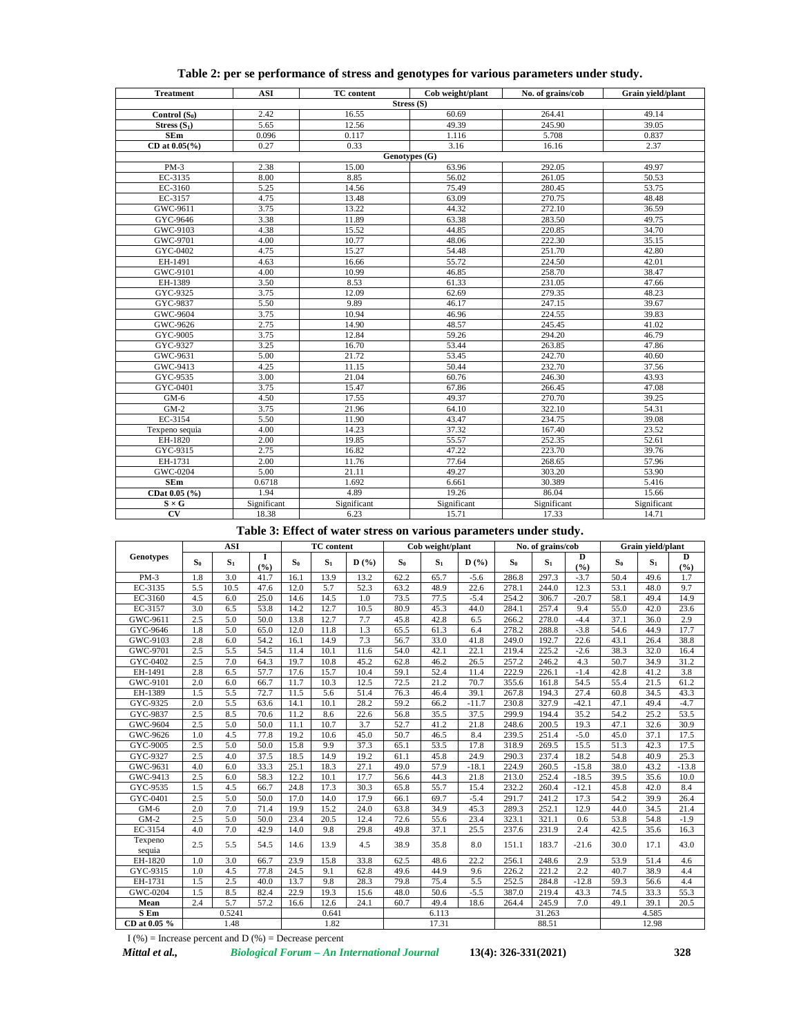**Table 2: per se performance of stress and genotypes for various parameters under study.**

| Treatment | ASI | TC content | Cob weight/plant | No. of grains/cob | Grain yield/plant |
|---|---|---|---|---|---|
| **Stress (S)** | | | | | |
| **Control ($S_0$)** | 2.42 | 16.55 | 60.69 | 264.41 | 49.14 |
| **Stress ($S_1$)** | 5.65 | 12.56 | 49.39 | 245.90 | 39.05 |
| **SEm** | 0.096 | 0.117 | 1.116 | 5.708 | 0.837 |
| **CD at 0.05(%)** | 0.27 | 0.33 | 3.16 | 16.16 | 2.37 |
| **Genotypes (G)** | | | | | |
| PM-3 | 2.38 | 15.00 | 63.96 | 292.05 | 49.97 |
| EC-3135 | 8.00 | 8.85 | 56.02 | 261.05 | 50.53 |
| EC-3160 | 5.25 | 14.56 | 75.49 | 280.45 | 53.75 |
| EC-3157 | 4.75 | 13.48 | 63.09 | 270.75 | 48.48 |
| GWC-9611 | 3.75 | 13.22 | 44.32 | 272.10 | 36.59 |
| GYC-9646 | 3.38 | 11.89 | 63.38 | 283.50 | 49.75 |
| GWC-9103 | 4.38 | 15.52 | 44.85 | 220.85 | 34.70 |
| GWC-9701 | 4.00 | 10.77 | 48.06 | 222.30 | 35.15 |
| GYC-0402 | 4.75 | 15.27 | 54.48 | 251.70 | 42.80 |
| EH-1491 | 4.63 | 16.66 | 55.72 | 224.50 | 42.01 |
| GWC-9101 | 4.00 | 10.99 | 46.85 | 258.70 | 38.47 |
| EH-1389 | 3.50 | 8.53 | 61.33 | 231.05 | 47.66 |
| GYC-9325 | 3.75 | 12.09 | 62.69 | 279.35 | 48.23 |
| GYC-9837 | 5.50 | 9.89 | 46.17 | 247.15 | 39.67 |
| GWC-9604 | 3.75 | 10.94 | 46.96 | 224.55 | 39.83 |
| GWC-9626 | 2.75 | 14.90 | 48.57 | 245.45 | 41.02 |
| GYC-9005 | 3.75 | 12.84 | 59.26 | 294.20 | 46.79 |
| GYC-9327 | 3.25 | 16.70 | 53.44 | 263.85 | 47.86 |
| GWC-9631 | 5.00 | 21.72 | 53.45 | 242.70 | 40.60 |
| GWC-9413 | 4.25 | 11.15 | 50.44 | 232.70 | 37.56 |
| GYC-9535 | 3.00 | 21.04 | 60.76 | 246.30 | 43.93 |
| GYC-0401 | 3.75 | 15.47 | 67.86 | 266.45 | 47.08 |
| GM-6 | 4.50 | 17.55 | 49.37 | 270.70 | 39.25 |
| GM-2 | 3.75 | 21.96 | 64.10 | 322.10 | 54.31 |
| EC-3154 | 5.50 | 11.90 | 43.47 | 234.75 | 39.08 |
| Texpeno sequia | 4.00 | 14.23 | 37.32 | 167.40 | 23.52 |
| EH-1820 | 2.00 | 19.85 | 55.57 | 252.35 | 52.61 |
| GYC-9315 | 2.75 | 16.82 | 47.22 | 223.70 | 39.76 |
| EH-1731 | 2.00 | 11.76 | 77.64 | 268.65 | 57.96 |
| GWC-0204 | 5.00 | 21.11 | 49.27 | 303.20 | 53.90 |
| **SEm** | 0.6718 | 1.692 | 6.661 | 30.389 | 5.416 |
| **CDat 0.05 (%)** | 1.94 | 4.89 | 19.26 | 86.04 | 15.66 |
| **S × G** | Significant | Significant | Significant | Significant | Significant |
| **CV** | 18.38 | 6.23 | 15.71 | 17.33 | 14.71 |

**Table 3: Effect of water stress on various parameters under study.**

| Genotypes | ASI | | | TC content | | | Cob weight/plant | | | No. of grains/cob | | | Grain yield/plant | | |
|---|---|---|---|---|---|---|---|---|---|---|---|---|---|---|---|
| | $S_0$ | $S_1$ | I (%) | $S_0$ | $S_1$ | D (%) | $S_0$ | $S_1$ | D (%) | $S_0$ | $S_1$ | D (%) | $S_0$ | $S_1$ | D (%) |
| PM-3 | 1.8 | 3.0 | 41.7 | 16.1 | 13.9 | 13.2 | 62.2 | 65.7 | -5.6 | 286.8 | 297.3 | -3.7 | 50.4 | 49.6 | 1.7 |
| EC-3135 | 5.5 | 10.5 | 47.6 | 12.0 | 5.7 | 52.3 | 63.2 | 48.9 | 22.6 | 278.1 | 244.0 | 12.3 | 53.1 | 48.0 | 9.7 |
| EC-3160 | 4.5 | 6.0 | 25.0 | 14.6 | 14.5 | 1.0 | 73.5 | 77.5 | -5.4 | 254.2 | 306.7 | -20.7 | 58.1 | 49.4 | 14.9 |
| EC-3157 | 3.0 | 6.5 | 53.8 | 14.2 | 12.7 | 10.5 | 80.9 | 45.3 | 44.0 | 284.1 | 257.4 | 9.4 | 55.0 | 42.0 | 23.6 |
| GWC-9611 | 2.5 | 5.0 | 50.0 | 13.8 | 12.7 | 7.7 | 45.8 | 42.8 | 6.5 | 266.2 | 278.0 | -4.4 | 37.1 | 36.0 | 2.9 |
| GYC-9646 | 1.8 | 5.0 | 65.0 | 12.0 | 11.8 | 1.3 | 65.5 | 61.3 | 6.4 | 278.2 | 288.8 | -3.8 | 54.6 | 44.9 | 17.7 |
| GWC-9103 | 2.8 | 6.0 | 54.2 | 16.1 | 14.9 | 7.3 | 56.7 | 33.0 | 41.8 | 249.0 | 192.7 | 22.6 | 43.1 | 26.4 | 38.8 |
| GWC-9701 | 2.5 | 5.5 | 54.5 | 11.4 | 10.1 | 11.6 | 54.0 | 42.1 | 22.1 | 219.4 | 225.2 | -2.6 | 38.3 | 32.0 | 16.4 |
| GYC-0402 | 2.5 | 7.0 | 64.3 | 19.7 | 10.8 | 45.2 | 62.8 | 46.2 | 26.5 | 257.2 | 246.2 | 4.3 | 50.7 | 34.9 | 31.2 |
| EH-1491 | 2.8 | 6.5 | 57.7 | 17.6 | 15.7 | 10.4 | 59.1 | 52.4 | 11.4 | 222.9 | 226.1 | -1.4 | 42.8 | 41.2 | 3.8 |
| GWC-9101 | 2.0 | 6.0 | 66.7 | 11.7 | 10.3 | 12.5 | 72.5 | 21.2 | 70.7 | 355.6 | 161.8 | 54.5 | 55.4 | 21.5 | 61.2 |
| EH-1389 | 1.5 | 5.5 | 72.7 | 11.5 | 5.6 | 51.4 | 76.3 | 46.4 | 39.1 | 267.8 | 194.3 | 27.4 | 60.8 | 34.5 | 43.3 |
| GYC-9325 | 2.0 | 5.5 | 63.6 | 14.1 | 10.1 | 28.2 | 59.2 | 66.2 | -11.7 | 230.8 | 327.9 | -42.1 | 47.1 | 49.4 | -4.7 |
| GYC-9837 | 2.5 | 8.5 | 70.6 | 11.2 | 8.6 | 22.6 | 56.8 | 35.5 | 37.5 | 299.9 | 194.4 | 35.2 | 54.2 | 25.2 | 53.5 |
| GWC-9604 | 2.5 | 5.0 | 50.0 | 11.1 | 10.7 | 3.7 | 52.7 | 41.2 | 21.8 | 248.6 | 200.5 | 19.3 | 47.1 | 32.6 | 30.9 |
| GWC-9626 | 1.0 | 4.5 | 77.8 | 19.2 | 10.6 | 45.0 | 50.7 | 46.5 | 8.4 | 239.5 | 251.4 | -5.0 | 45.0 | 37.1 | 17.5 |
| GYC-9005 | 2.5 | 5.0 | 50.0 | 15.8 | 9.9 | 37.3 | 65.1 | 53.5 | 17.8 | 318.9 | 269.5 | 15.5 | 51.3 | 42.3 | 17.5 |
| GYC-9327 | 2.5 | 4.0 | 37.5 | 18.5 | 14.9 | 19.2 | 61.1 | 45.8 | 24.9 | 290.3 | 237.4 | 18.2 | 54.8 | 40.9 | 25.3 |
| GWC-9631 | 4.0 | 6.0 | 33.3 | 25.1 | 18.3 | 27.1 | 49.0 | 57.9 | -18.1 | 224.9 | 260.5 | -15.8 | 38.0 | 43.2 | -13.8 |
| GWC-9413 | 2.5 | 6.0 | 58.3 | 12.2 | 10.1 | 17.7 | 56.6 | 44.3 | 21.8 | 213.0 | 252.4 | -18.5 | 39.5 | 35.6 | 10.0 |
| GYC-9535 | 1.5 | 4.5 | 66.7 | 24.8 | 17.3 | 30.3 | 65.8 | 55.7 | 15.4 | 232.2 | 260.4 | -12.1 | 45.8 | 42.0 | 8.4 |
| GYC-0401 | 2.5 | 5.0 | 50.0 | 17.0 | 14.0 | 17.9 | 66.1 | 69.7 | -5.4 | 291.7 | 241.2 | 17.3 | 54.2 | 39.9 | 26.4 |
| GM-6 | 2.0 | 7.0 | 71.4 | 19.9 | 15.2 | 24.0 | 63.8 | 34.9 | 45.3 | 289.3 | 252.1 | 12.9 | 44.0 | 34.5 | 21.4 |
| GM-2 | 2.5 | 5.0 | 50.0 | 23.4 | 20.5 | 12.4 | 72.6 | 55.6 | 23.4 | 323.1 | 321.1 | 0.6 | 53.8 | 54.8 | -1.9 |
| EC-3154 | 4.0 | 7.0 | 42.9 | 14.0 | 9.8 | 29.8 | 49.8 | 37.1 | 25.5 | 237.6 | 231.9 | 2.4 | 42.5 | 35.6 | 16.3 |
| Texpeno sequia | 2.5 | 5.5 | 54.5 | 14.6 | 13.9 | 4.5 | 38.9 | 35.8 | 8.0 | 151.1 | 183.7 | -21.6 | 30.0 | 17.1 | 43.0 |
| EH-1820 | 1.0 | 3.0 | 66.7 | 23.9 | 15.8 | 33.8 | 62.5 | 48.6 | 22.2 | 256.1 | 248.6 | 2.9 | 53.9 | 51.4 | 4.6 |
| GYC-9315 | 1.0 | 4.5 | 77.8 | 24.5 | 9.1 | 62.8 | 49.6 | 44.9 | 9.6 | 226.2 | 221.2 | 2.2 | 40.7 | 38.9 | 4.4 |
| EH-1731 | 1.5 | 2.5 | 40.0 | 13.7 | 9.8 | 28.3 | 79.8 | 75.4 | 5.5 | 252.5 | 284.8 | -12.8 | 59.3 | 56.6 | 4.4 |
| GWC-0204 | 1.5 | 8.5 | 82.4 | 22.9 | 19.3 | 15.6 | 48.0 | 50.6 | -5.5 | 387.0 | 219.4 | 43.3 | 74.5 | 33.3 | 55.3 |
| **Mean** | 2.4 | 5.7 | 57.2 | 16.6 | 12.6 | 24.1 | 60.7 | 49.4 | 18.6 | 264.4 | 245.9 | 7.0 | 49.1 | 39.1 | 20.5 |
| **S Em** | 0.5241 | | | 0.641 | | | 6.113 | | | 31.263 | | | 4.585 | | |
| **CD at 0.05 %** | 1.48 | | | 1.82 | | | 17.31 | | | 88.51 | | | 12.98 | | |

I (%) = Increase percent and D (%) = Decrease percent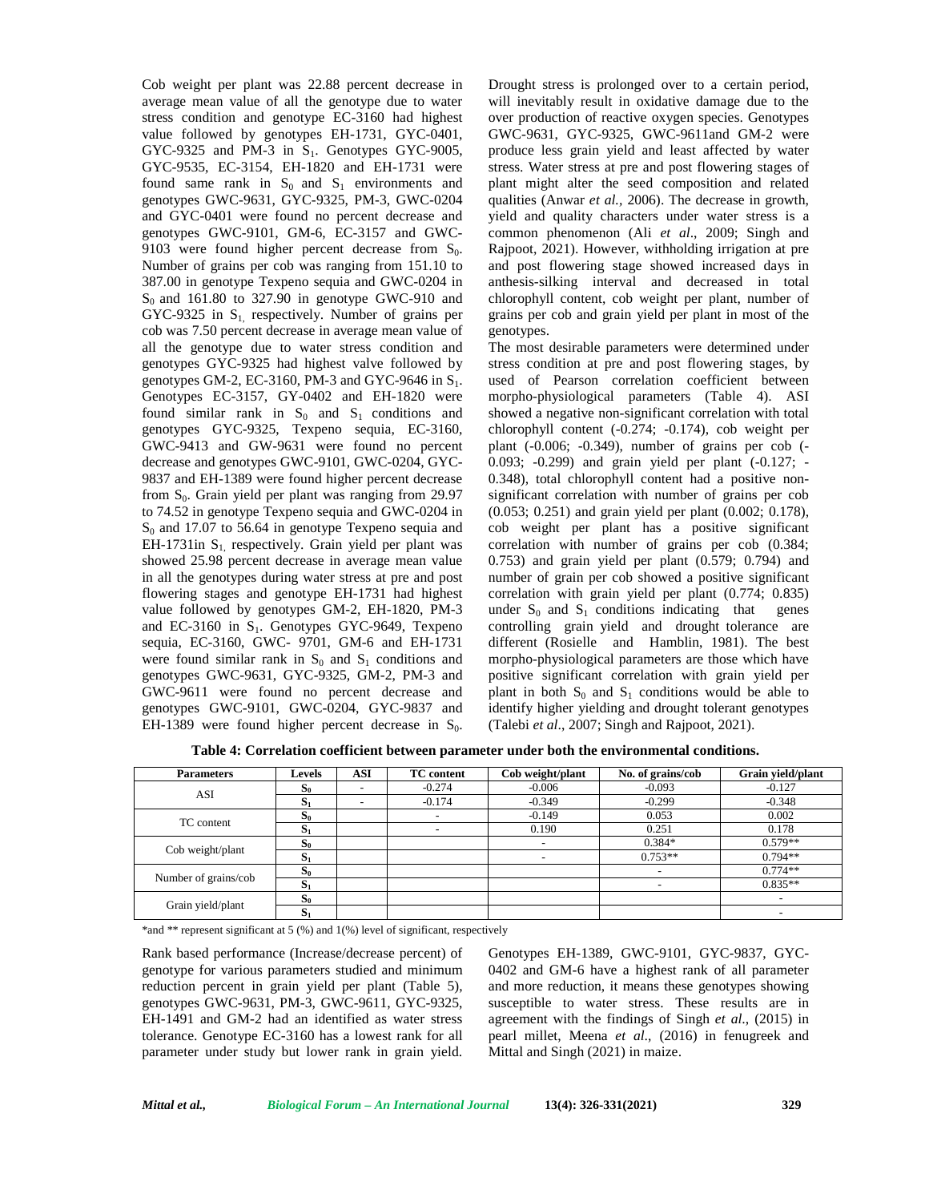Cob weight per plant was 22.88 percent decrease in average mean value of all the genotype due to water stress condition and genotype EC-3160 had highest value followed by genotypes EH-1731, GYC-0401, GYC-9325 and PM-3 in $S_1$. Genotypes GYC-9005, GYC-9535, EC-3154, EH-1820 and EH-1731 were found same rank in $S_0$ and $S_1$ environments and genotypes GWC-9631, GYC-9325, PM-3, GWC-0204 and GYC-0401 were found no percent decrease and genotypes GWC-9101, GM-6, EC-3157 and GWC-9103 were found higher percent decrease from $S_0$. Number of grains per cob was ranging from 151.10 to 387.00 in genotype Texpeno sequia and GWC-0204 in $S_0$ and 161.80 to 327.90 in genotype GWC-910 and GYC-9325 in $S_1$, respectively. Number of grains per cob was 7.50 percent decrease in average mean value of all the genotype due to water stress condition and genotypes GYC-9325 had highest valve followed by genotypes GM-2, EC-3160, PM-3 and GYC-9646 in $S_1$. Genotypes EC-3157, GY-0402 and EH-1820 were found similar rank in $S_0$ and $S_1$ conditions and genotypes GYC-9325, Texpeno sequia, EC-3160, GWC-9413 and GW-9631 were found no percent decrease and genotypes GWC-9101, GWC-0204, GYC-9837 and EH-1389 were found higher percent decrease from $S_0$. Grain yield per plant was ranging from 29.97 to 74.52 in genotype Texpeno sequia and GWC-0204 in $S_0$ and 17.07 to 56.64 in genotype Texpeno sequia and EH-1731in $S_1$, respectively. Grain yield per plant was showed 25.98 percent decrease in average mean value in all the genotypes during water stress at pre and post flowering stages and genotype EH-1731 had highest value followed by genotypes GM-2, EH-1820, PM-3 and EC-3160 in $S_1$. Genotypes GYC-9649, Texpeno sequia, EC-3160, GWC- 9701, GM-6 and EH-1731 were found similar rank in $S_0$ and $S_1$ conditions and genotypes GWC-9631, GYC-9325, GM-2, PM-3 and GWC-9611 were found no percent decrease and genotypes GWC-9101, GWC-0204, GYC-9837 and EH-1389 were found higher percent decrease in $S_0$.

Drought stress is prolonged over to a certain period, will inevitably result in oxidative damage due to the over production of reactive oxygen species. Genotypes GWC-9631, GYC-9325, GWC-9611and GM-2 were produce less grain yield and least affected by water stress. Water stress at pre and post flowering stages of plant might alter the seed composition and related qualities (Anwar *et al.,* 2006). The decrease in growth, yield and quality characters under water stress is a common phenomenon (Ali *et al*., 2009; Singh and Rajpoot, 2021). However, withholding irrigation at pre and post flowering stage showed increased days in anthesis-silking interval and decreased in total chlorophyll content, cob weight per plant, number of grains per cob and grain yield per plant in most of the genotypes.

The most desirable parameters were determined under stress condition at pre and post flowering stages, by used of Pearson correlation coefficient between morpho-physiological parameters (Table 4). ASI showed a negative non-significant correlation with total chlorophyll content (-0.274; -0.174), cob weight per plant (-0.006; -0.349), number of grains per cob (-0.093; -0.299) and grain yield per plant (-0.127; -0.348), total chlorophyll content had a positive non-significant correlation with number of grains per cob (0.053; 0.251) and grain yield per plant (0.002; 0.178), cob weight per plant has a positive significant correlation with number of grains per cob (0.384; 0.753) and grain yield per plant (0.579; 0.794) and number of grain per cob showed a positive significant correlation with grain yield per plant (0.774; 0.835) under $S_0$ and $S_1$ conditions indicating that genes controlling grain yield and drought tolerance are different (Rosielle and Hamblin, 1981). The best morpho-physiological parameters are those which have positive significant correlation with grain yield per plant in both $S_0$ and $S_1$ conditions would be able to identify higher yielding and drought tolerant genotypes (Talebi *et al*., 2007; Singh and Rajpoot, 2021).

**Table 4: Correlation coefficient between parameter under both the environmental conditions.**

| Parameters | Levels | ASI | TC content | Cob weight/plant | No. of grains/cob | Grain yield/plant |
|---|---|---|---|---|---|---|
| ASI | $S_0$ | - | -0.274 | -0.006 | -0.093 | -0.127 |
| | $S_1$ | - | -0.174 | -0.349 | -0.299 | -0.348 |
| TC content | $S_0$ | | - | -0.149 | 0.053 | 0.002 |
| | $S_1$ | | - | 0.190 | 0.251 | 0.178 |
| Cob weight/plant | $S_0$ | | | - | 0.384* | 0.579** |
| | $S_1$ | | | - | 0.753** | 0.794** |
| Number of grains/cob | $S_0$ | | | | - | 0.774** |
| | $S_1$ | | | | - | 0.835** |
| Grain yield/plant | $S_0$ | | | | | - |
| | $S_1$ | | | | | - |

*and ** represent significant at 5 (%) and 1(%) level of significant, respectively

Rank based performance (Increase/decrease percent) of genotype for various parameters studied and minimum reduction percent in grain yield per plant (Table 5), genotypes GWC-9631, PM-3, GWC-9611, GYC-9325, EH-1491 and GM-2 had an identified as water stress tolerance. Genotype EC-3160 has a lowest rank for all parameter under study but lower rank in grain yield. Genotypes EH-1389, GWC-9101, GYC-9837, GYC-0402 and GM-6 have a highest rank of all parameter and more reduction, it means these genotypes showing susceptible to water stress. These results are in agreement with the findings of Singh *et al.*, (2015) in pearl millet, Meena *et al*., (2016) in fenugreek and Mittal and Singh (2021) in maize.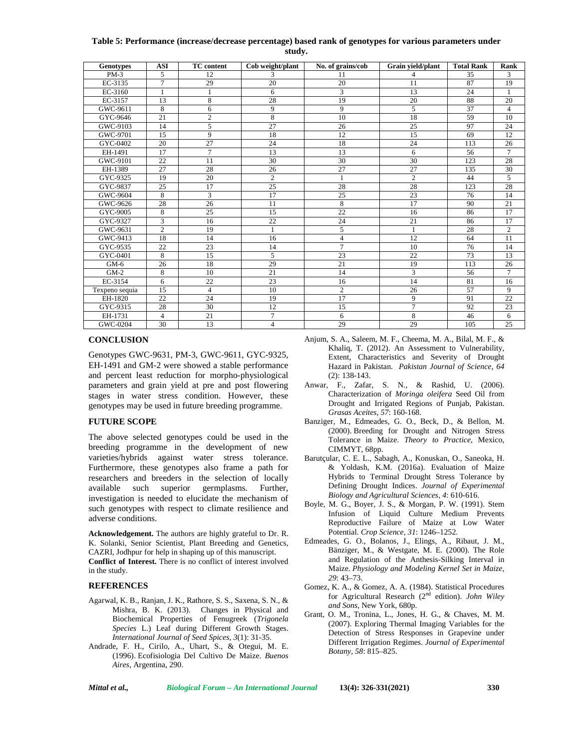**Table 5: Performance (increase/decrease percentage) based rank of genotypes for various parameters under study.**

| Genotypes | ASI | TC content | Cob weight/plant | No. of grains/cob | Grain yield/plant | Total Rank | Rank |
|---|---|---|---|---|---|---|---|
| PM-3 | 5 | 12 | 3 | 11 | 4 | 35 | 3 |
| EC-3135 | 7 | 29 | 20 | 20 | 11 | 87 | 19 |
| EC-3160 | 1 | 1 | 6 | 3 | 13 | 24 | 1 |
| EC-3157 | 13 | 8 | 28 | 19 | 20 | 88 | 20 |
| GWC-9611 | 8 | 6 | 9 | 9 | 5 | 37 | 4 |
| GYC-9646 | 21 | 2 | 8 | 10 | 18 | 59 | 10 |
| GWC-9103 | 14 | 5 | 27 | 26 | 25 | 97 | 24 |
| GWC-9701 | 15 | 9 | 18 | 12 | 15 | 69 | 12 |
| GYC-0402 | 20 | 27 | 24 | 18 | 24 | 113 | 26 |
| EH-1491 | 17 | 7 | 13 | 13 | 6 | 56 | 7 |
| GWC-9101 | 22 | 11 | 30 | 30 | 30 | 123 | 28 |
| EH-1389 | 27 | 28 | 26 | 27 | 27 | 135 | 30 |
| GYC-9325 | 19 | 20 | 2 | 1 | 2 | 44 | 5 |
| GYC-9837 | 25 | 17 | 25 | 28 | 28 | 123 | 28 |
| GWC-9604 | 8 | 3 | 17 | 25 | 23 | 76 | 14 |
| GWC-9626 | 28 | 26 | 11 | 8 | 17 | 90 | 21 |
| GYC-9005 | 8 | 25 | 15 | 22 | 16 | 86 | 17 |
| GYC-9327 | 3 | 16 | 22 | 24 | 21 | 86 | 17 |
| GWC-9631 | 2 | 19 | 1 | 5 | 1 | 28 | 2 |
| GWC-9413 | 18 | 14 | 16 | 4 | 12 | 64 | 11 |
| GYC-9535 | 22 | 23 | 14 | 7 | 10 | 76 | 14 |
| GYC-0401 | 8 | 15 | 5 | 23 | 22 | 73 | 13 |
| GM-6 | 26 | 18 | 29 | 21 | 19 | 113 | 26 |
| GM-2 | 8 | 10 | 21 | 14 | 3 | 56 | 7 |
| EC-3154 | 6 | 22 | 23 | 16 | 14 | 81 | 16 |
| Texpeno sequia | 15 | 4 | 10 | 2 | 26 | 57 | 9 |
| EH-1820 | 22 | 24 | 19 | 17 | 9 | 91 | 22 |
| GYC-9315 | 28 | 30 | 12 | 15 | 7 | 92 | 23 |
| EH-1731 | 4 | 21 | 7 | 6 | 8 | 46 | 6 |
| GWC-0204 | 30 | 13 | 4 | 29 | 29 | 105 | 25 |

## CONCLUSION

Genotypes GWC-9631, PM-3, GWC-9611, GYC-9325, EH-1491 and GM-2 were showed a stable performance and percent least reduction for morpho-physiological parameters and grain yield at pre and post flowering stages in water stress condition. However, these genotypes may be used in future breeding programme.

## FUTURE SCOPE

The above selected genotypes could be used in the breeding programme in the development of new varieties/hybrids against water stress tolerance. Furthermore, these genotypes also frame a path for researchers and breeders in the selection of locally available such superior germplasms. Further, investigation is needed to elucidate the mechanism of such genotypes with respect to climate resilience and adverse conditions.

**Acknowledgement.** The authors are highly grateful to Dr. R. K. Solanki, Senior Scientist, Plant Breeding and Genetics, CAZRI, Jodhpur for help in shaping up of this manuscript.

**Conflict of Interest.** There is no conflict of interest involved in the study.

## REFERENCES

Agarwal, K. B., Ranjan, J. K., Rathore, S. S., Saxena, S. N., & Mishra, B. K. (2013). Changes in Physical and Biochemical Properties of Fenugreek (*Trigonela Species* L.) Leaf during Different Growth Stages. *International Journal of Seed Spices, 3*(1): 31-35.

Andrade, F. H., Cirilo, A., Uhart, S., & Otegui, M. E. (1996). Ecofisiologia Del Cultivo De Maize. *Buenos Aires*, Argentina, 290.

Anjum, S. A., Saleem, M. F., Cheema, M. A., Bilal, M. F., & Khaliq, T. (2012). An Assessment to Vulnerability, Extent, Characteristics and Severity of Drought Hazard in Pakistan. *Pakistan Journal of Science, 64* (2): 138-143.

Anwar, F., Zafar, S. N., & Rashid, U. (2006). Characterization of *Moringa oleifera* Seed Oil from Drought and Irrigated Regions of Punjab, Pakistan. *Grasas Aceites, 57*: 160-168.

Banziger, M., Edmeades, G. O., Beck, D., & Bellon, M. (2000). Breeding for Drought and Nitrogen Stress Tolerance in Maize. *Theory to Practice*, Mexico, CIMMYT, 68pp.

Barutçular, C. E. L., Sabagh, A., Konuskan, O., Saneoka, H. & Yoldash, K.M. (2016a). Evaluation of Maize Hybrids to Terminal Drought Stress Tolerance by Defining Drought Indices. *Journal of Experimental Biology and Agricultural Sciences, 4*: 610-616.

Boyle, M. G., Boyer, J. S., & Morgan, P. W. (1991). Stem Infusion of Liquid Culture Medium Prevents Reproductive Failure of Maize at Low Water Potential. *Crop Science, 31*: 1246–1252.

Edmeades, G. O., Bolanos, J., Elings, A., Ribaut, J. M., Bänziger, M., & Westgate, M. E. (2000). The Role and Regulation of the Anthesis-Silking Interval in Maize. *Physiology and Modeling Kernel Set in Maize, 29*: 43–73.

Gomez, K. A., & Gomez, A. A. (1984). Statistical Procedures for Agricultural Research (2nd edition). *John Wiley and Sons*, New York, 680p.

Grant, O. M., Tronina, L., Jones, H. G., & Chaves, M. M. (2007). Exploring Thermal Imaging Variables for the Detection of Stress Responses in Grapevine under Different Irrigation Regimes. *Journal of Experimental Botany, 58*: 815–825.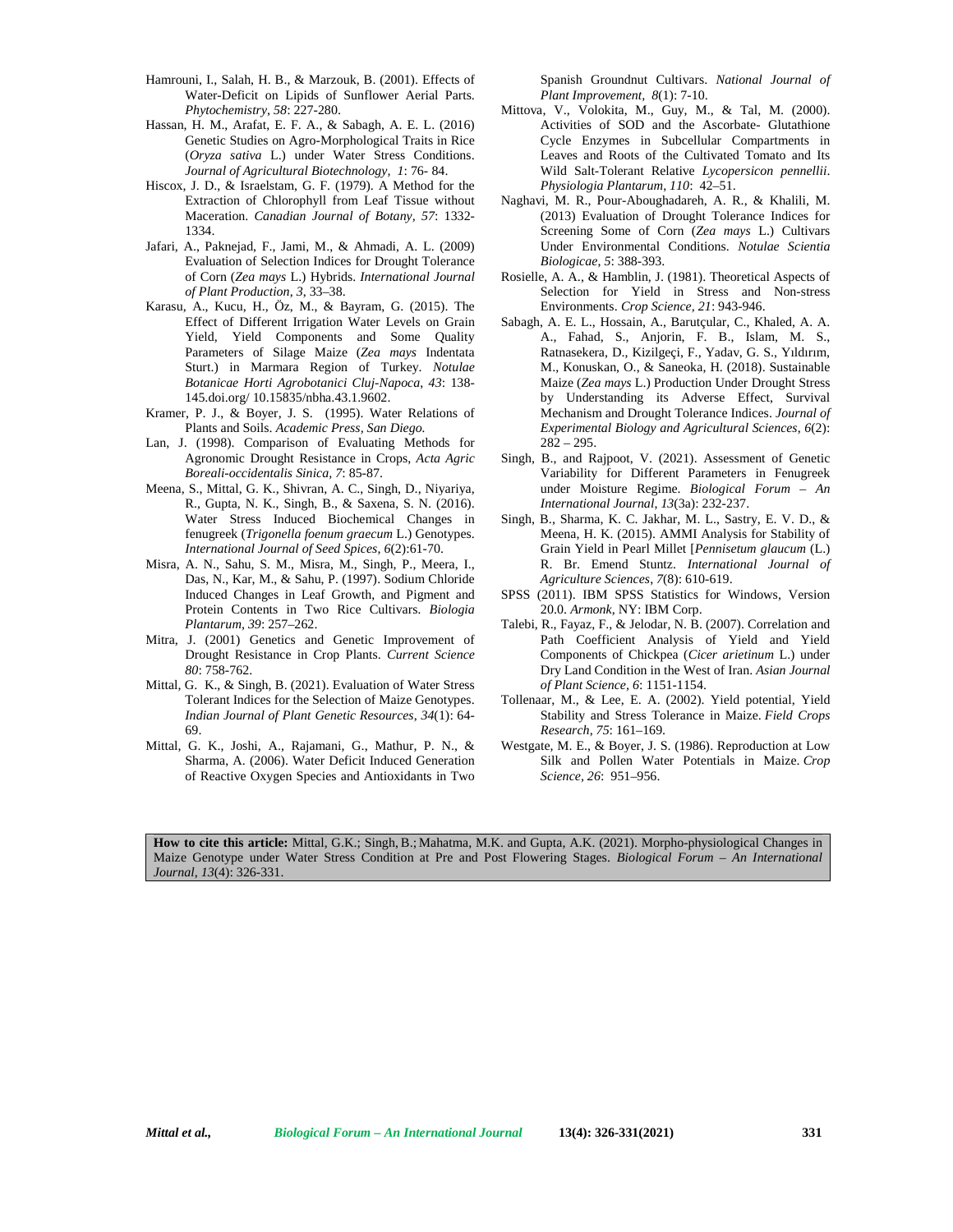Hamrouni, I., Salah, H. B., & Marzouk, B. (2001). Effects of Water-Deficit on Lipids of Sunflower Aerial Parts. *Phytochemistry*, *58*: 227-280.

Hassan, H. M., Arafat, E. F. A., & Sabagh, A. E. L. (2016) Genetic Studies on Agro-Morphological Traits in Rice (*Oryza sativa* L.) under Water Stress Conditions. *Journal of Agricultural Biotechnology, 1*: 76- 84.

Hiscox, J. D., & Israelstam, G. F. (1979). A Method for the Extraction of Chlorophyll from Leaf Tissue without Maceration. *Canadian Journal of Botany*, *57*: 1332-1334.

Jafari, A., Paknejad, F., Jami, M., & Ahmadi, A. L. (2009) Evaluation of Selection Indices for Drought Tolerance of Corn (*Zea mays* L.) Hybrids. *International Journal of Plant Production, 3*, 33–38.

Karasu, A., Kucu, H., Öz, M., & Bayram, G. (2015). The Effect of Different Irrigation Water Levels on Grain Yield, Yield Components and Some Quality Parameters of Silage Maize (*Zea mays* Indentata Sturt.) in Marmara Region of Turkey. *Notulae Botanicae Horti Agrobotanici Cluj-Napoca*, *43*: 138-145.doi.org/ 10.15835/nbha.43.1.9602.

Kramer, P. J., & Boyer, J. S. (1995). Water Relations of Plants and Soils. *Academic Press, San Diego.*

Lan, J. (1998). Comparison of Evaluating Methods for Agronomic Drought Resistance in Crops, *Acta Agric Boreali-occidentalis Sinica, 7*: 85-87.

Meena, S., Mittal, G. K., Shivran, A. C., Singh, D., Niyariya, R., Gupta, N. K., Singh, B., & Saxena, S. N. (2016). Water Stress Induced Biochemical Changes in fenugreek (*Trigonella foenum graecum* L.) Genotypes. *International Journal of Seed Spices*, *6*(2):61-70.

Misra, A. N., Sahu, S. M., Misra, M., Singh, P., Meera, I., Das, N., Kar, M., & Sahu, P. (1997). Sodium Chloride Induced Changes in Leaf Growth, and Pigment and Protein Contents in Two Rice Cultivars. *Biologia Plantarum, 39*: 257–262.

Mitra, J. (2001) Genetics and Genetic Improvement of Drought Resistance in Crop Plants. *Current Science 80*: 758-762.

Mittal, G. K., & Singh, B. (2021). Evaluation of Water Stress Tolerant Indices for the Selection of Maize Genotypes. *Indian Journal of Plant Genetic Resources, 34*(1): 64-69.

Mittal, G. K., Joshi, A., Rajamani, G., Mathur, P. N., & Sharma, A. (2006). Water Deficit Induced Generation of Reactive Oxygen Species and Antioxidants in Two Spanish Groundnut Cultivars. *National Journal of Plant Improvement, 8*(1): 7-10.

Mittova, V., Volokita, M., Guy, M., & Tal, M. (2000). Activities of SOD and the Ascorbate- Glutathione Cycle Enzymes in Subcellular Compartments in Leaves and Roots of the Cultivated Tomato and Its Wild Salt-Tolerant Relative *Lycopersicon pennellii*. *Physiologia Plantarum*, *110*: 42–51.

Naghavi, M. R., Pour-Aboughadareh, A. R., & Khalili, M. (2013) Evaluation of Drought Tolerance Indices for Screening Some of Corn (*Zea mays* L.) Cultivars Under Environmental Conditions. *Notulae Scientia Biologicae, 5*: 388-393.

Rosielle, A. A., & Hamblin, J. (1981). Theoretical Aspects of Selection for Yield in Stress and Non-stress Environments. *Crop Science, 21*: 943-946.

Sabagh, A. E. L., Hossain, A., Barutçular, C., Khaled, A. A. A., Fahad, S., Anjorin, F. B., Islam, M. S., Ratnasekera, D., Kizilgeçi, F., Yadav, G. S., Yıldırım, M., Konuskan, O., & Saneoka, H. (2018). Sustainable Maize (*Zea mays* L.) Production Under Drought Stress by Understanding its Adverse Effect, Survival Mechanism and Drought Tolerance Indices. *Journal of Experimental Biology and Agricultural Sciences*, *6*(2): 282 – 295.

Singh, B., and Rajpoot, V. (2021). Assessment of Genetic Variability for Different Parameters in Fenugreek under Moisture Regime. *Biological Forum – An International Journal*, *13*(3a): 232-237.

Singh, B., Sharma, K. C. Jakhar, M. L., Sastry, E. V. D., & Meena, H. K. (2015). AMMI Analysis for Stability of Grain Yield in Pearl Millet [*Pennisetum glaucum* (L.) R. Br. Emend Stuntz. *International Journal of Agriculture Sciences*, *7*(8): 610-619.

SPSS (2011). IBM SPSS Statistics for Windows, Version 20.0. *Armonk*, NY: IBM Corp.

Talebi, R., Fayaz, F., & Jelodar, N. B. (2007). Correlation and Path Coefficient Analysis of Yield and Yield Components of Chickpea (*Cicer arietinum* L.) under Dry Land Condition in the West of Iran. *Asian Journal of Plant Science, 6*: 1151-1154.

Tollenaar, M., & Lee, E. A. (2002). Yield potential, Yield Stability and Stress Tolerance in Maize. *Field Crops Research*, *75*: 161–169.

Westgate, M. E., & Boyer, J. S. (1986). Reproduction at Low Silk and Pollen Water Potentials in Maize. *Crop Science, 26*: 951–956.

**How to cite this article:** Mittal, G.K.; Singh, B.; Mahatma, M.K. and Gupta, A.K. (2021). Morpho-physiological Changes in Maize Genotype under Water Stress Condition at Pre and Post Flowering Stages. *Biological Forum – An International Journal*, *13*(4): 326-331.